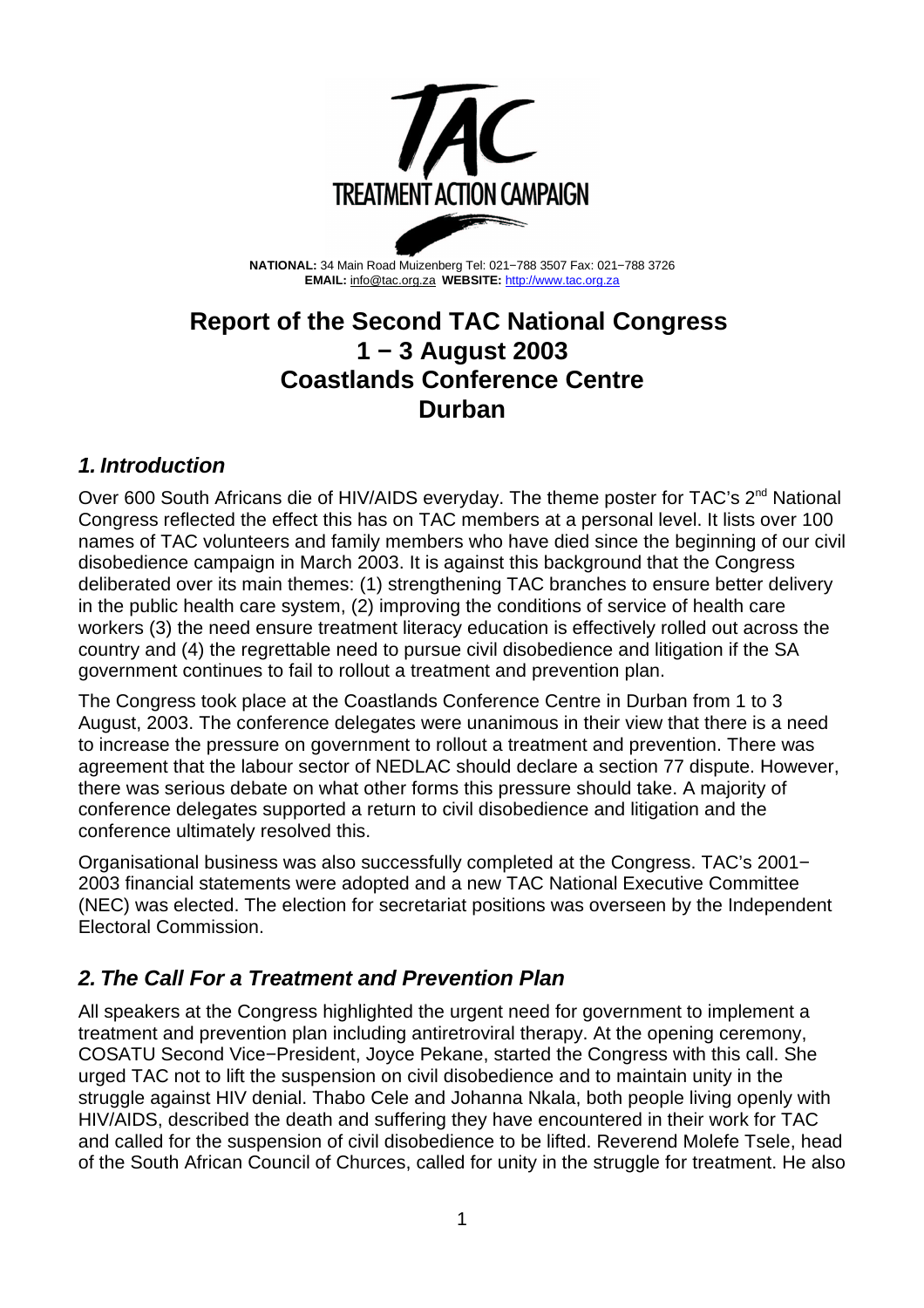**TREATMENT ACTION CAMPAIGN**

**NATIONAL:** 34 Main Road Muizenberg Tel: 021−788 3507 Fax: 021−788 3726
**EMAIL:** info@tac.org.za **WEBSITE:** http://www.tac.org.za

# Report of the Second TAC National Congress
# 1 − 3 August 2003
# Coastlands Conference Centre
# Durban

## *1. Introduction*

Over 600 South Africans die of HIV/AIDS everyday. The theme poster for TAC's 2nd National Congress reflected the effect this has on TAC members at a personal level. It lists over 100 names of TAC volunteers and family members who have died since the beginning of our civil disobedience campaign in March 2003. It is against this background that the Congress deliberated over its main themes: (1) strengthening TAC branches to ensure better delivery in the public health care system, (2) improving the conditions of service of health care workers (3) the need ensure treatment literacy education is effectively rolled out across the country and (4) the regrettable need to pursue civil disobedience and litigation if the SA government continues to fail to rollout a treatment and prevention plan.

The Congress took place at the Coastlands Conference Centre in Durban from 1 to 3 August, 2003. The conference delegates were unanimous in their view that there is a need to increase the pressure on government to rollout a treatment and prevention. There was agreement that the labour sector of NEDLAC should declare a section 77 dispute. However, there was serious debate on what other forms this pressure should take. A majority of conference delegates supported a return to civil disobedience and litigation and the conference ultimately resolved this.

Organisational business was also successfully completed at the Congress. TAC's 2001−2003 financial statements were adopted and a new TAC National Executive Committee (NEC) was elected. The election for secretariat positions was overseen by the Independent Electoral Commission.

## *2. The Call For a Treatment and Prevention Plan*

All speakers at the Congress highlighted the urgent need for government to implement a treatment and prevention plan including antiretroviral therapy. At the opening ceremony, COSATU Second Vice−President, Joyce Pekane, started the Congress with this call. She urged TAC not to lift the suspension on civil disobedience and to maintain unity in the struggle against HIV denial. Thabo Cele and Johanna Nkala, both people living openly with HIV/AIDS, described the death and suffering they have encountered in their work for TAC and called for the suspension of civil disobedience to be lifted. Reverend Molefe Tsele, head of the South African Council of Churces, called for unity in the struggle for treatment. He also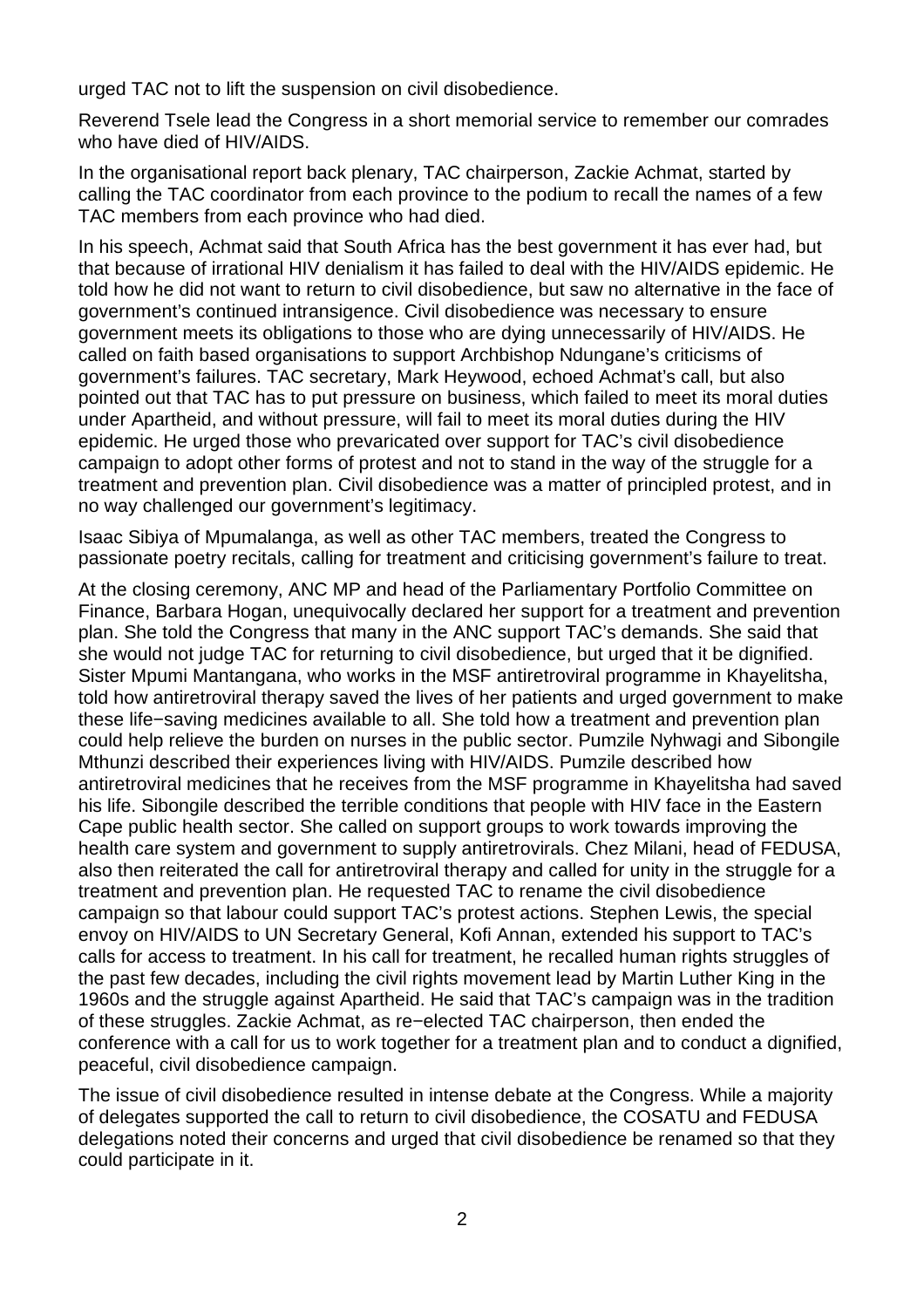urged TAC not to lift the suspension on civil disobedience.

Reverend Tsele lead the Congress in a short memorial service to remember our comrades who have died of HIV/AIDS.

In the organisational report back plenary, TAC chairperson, Zackie Achmat, started by calling the TAC coordinator from each province to the podium to recall the names of a few TAC members from each province who had died.

In his speech, Achmat said that South Africa has the best government it has ever had, but that because of irrational HIV denialism it has failed to deal with the HIV/AIDS epidemic. He told how he did not want to return to civil disobedience, but saw no alternative in the face of government's continued intransigence. Civil disobedience was necessary to ensure government meets its obligations to those who are dying unnecessarily of HIV/AIDS. He called on faith based organisations to support Archbishop Ndungane's criticisms of government's failures. TAC secretary, Mark Heywood, echoed Achmat's call, but also pointed out that TAC has to put pressure on business, which failed to meet its moral duties under Apartheid, and without pressure, will fail to meet its moral duties during the HIV epidemic. He urged those who prevaricated over support for TAC's civil disobedience campaign to adopt other forms of protest and not to stand in the way of the struggle for a treatment and prevention plan. Civil disobedience was a matter of principled protest, and in no way challenged our government's legitimacy.

Isaac Sibiya of Mpumalanga, as well as other TAC members, treated the Congress to passionate poetry recitals, calling for treatment and criticising government's failure to treat.

At the closing ceremony, ANC MP and head of the Parliamentary Portfolio Committee on Finance, Barbara Hogan, unequivocally declared her support for a treatment and prevention plan. She told the Congress that many in the ANC support TAC's demands. She said that she would not judge TAC for returning to civil disobedience, but urged that it be dignified. Sister Mpumi Mantangana, who works in the MSF antiretroviral programme in Khayelitsha, told how antiretroviral therapy saved the lives of her patients and urged government to make these life−saving medicines available to all. She told how a treatment and prevention plan could help relieve the burden on nurses in the public sector. Pumzile Nyhwagi and Sibongile Mthunzi described their experiences living with HIV/AIDS. Pumzile described how antiretroviral medicines that he receives from the MSF programme in Khayelitsha had saved his life. Sibongile described the terrible conditions that people with HIV face in the Eastern Cape public health sector. She called on support groups to work towards improving the health care system and government to supply antiretrovirals. Chez Milani, head of FEDUSA, also then reiterated the call for antiretroviral therapy and called for unity in the struggle for a treatment and prevention plan. He requested TAC to rename the civil disobedience campaign so that labour could support TAC's protest actions. Stephen Lewis, the special envoy on HIV/AIDS to UN Secretary General, Kofi Annan, extended his support to TAC's calls for access to treatment. In his call for treatment, he recalled human rights struggles of the past few decades, including the civil rights movement lead by Martin Luther King in the 1960s and the struggle against Apartheid. He said that TAC's campaign was in the tradition of these struggles. Zackie Achmat, as re−elected TAC chairperson, then ended the conference with a call for us to work together for a treatment plan and to conduct a dignified, peaceful, civil disobedience campaign.

The issue of civil disobedience resulted in intense debate at the Congress. While a majority of delegates supported the call to return to civil disobedience, the COSATU and FEDUSA delegations noted their concerns and urged that civil disobedience be renamed so that they could participate in it.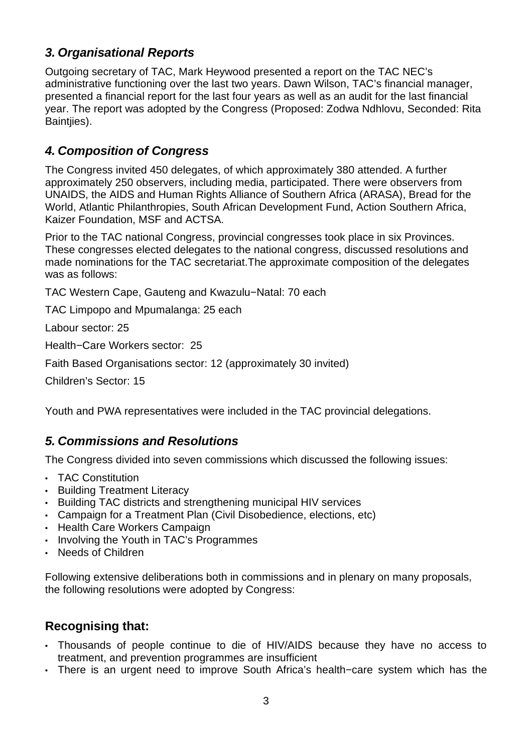## *3. Organisational Reports*

Outgoing secretary of TAC, Mark Heywood presented a report on the TAC NEC's administrative functioning over the last two years. Dawn Wilson, TAC's financial manager, presented a financial report for the last four years as well as an audit for the last financial year. The report was adopted by the Congress (Proposed: Zodwa Ndhlovu, Seconded: Rita Baintjies).

## *4. Composition of Congress*

The Congress invited 450 delegates, of which approximately 380 attended. A further approximately 250 observers, including media, participated. There were observers from UNAIDS, the AIDS and Human Rights Alliance of Southern Africa (ARASA), Bread for the World, Atlantic Philanthropies, South African Development Fund, Action Southern Africa, Kaizer Foundation, MSF and ACTSA.

Prior to the TAC national Congress, provincial congresses took place in six Provinces. These congresses elected delegates to the national congress, discussed resolutions and made nominations for the TAC secretariat.The approximate composition of the delegates was as follows:

TAC Western Cape, Gauteng and Kwazulu−Natal: 70 each

TAC Limpopo and Mpumalanga: 25 each

Labour sector: 25

Health−Care Workers sector: 25

Faith Based Organisations sector: 12 (approximately 30 invited)

Children's Sector: 15

Youth and PWA representatives were included in the TAC provincial delegations.

## *5. Commissions and Resolutions*

The Congress divided into seven commissions which discussed the following issues:

- TAC Constitution
- Building Treatment Literacy
- Building TAC districts and strengthening municipal HIV services
- Campaign for a Treatment Plan (Civil Disobedience, elections, etc)
- Health Care Workers Campaign
- Involving the Youth in TAC's Programmes
- Needs of Children

Following extensive deliberations both in commissions and in plenary on many proposals, the following resolutions were adopted by Congress:

### Recognising that:

- Thousands of people continue to die of HIV/AIDS because they have no access to treatment, and prevention programmes are insufficient
- There is an urgent need to improve South Africa's health−care system which has the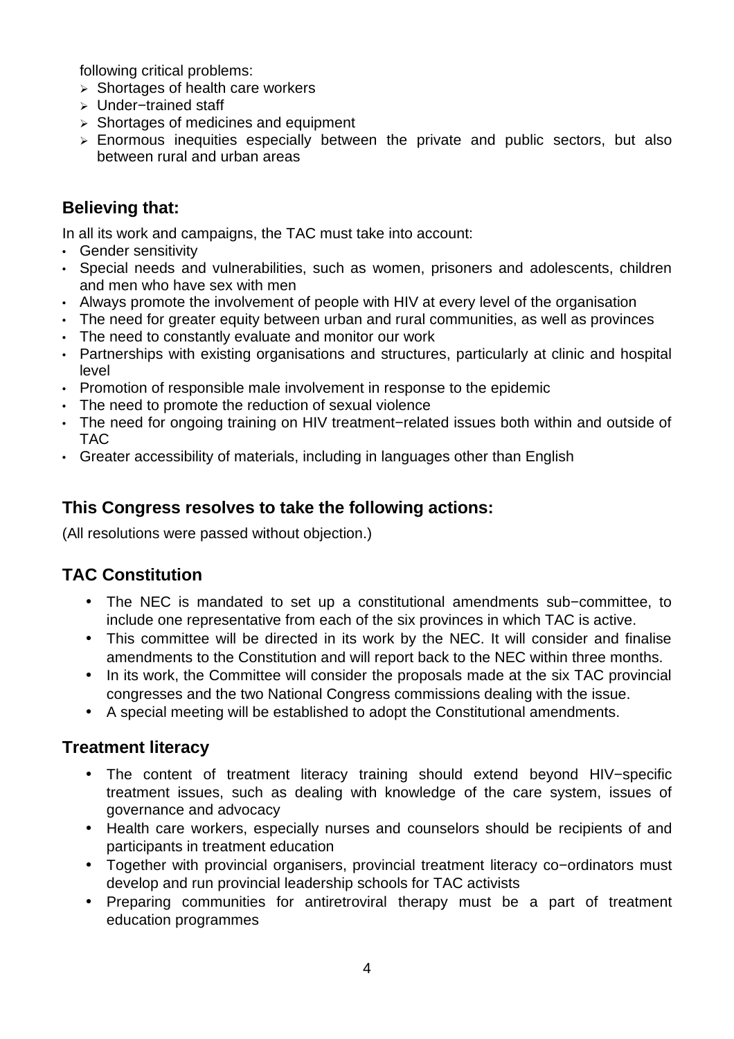following critical problems:

- Shortages of health care workers
- Under−trained staff
- Shortages of medicines and equipment
- Enormous inequities especially between the private and public sectors, but also between rural and urban areas

## Believing that:

In all its work and campaigns, the TAC must take into account:

- Gender sensitivity
- Special needs and vulnerabilities, such as women, prisoners and adolescents, children and men who have sex with men
- Always promote the involvement of people with HIV at every level of the organisation
- The need for greater equity between urban and rural communities, as well as provinces
- The need to constantly evaluate and monitor our work
- Partnerships with existing organisations and structures, particularly at clinic and hospital level
- Promotion of responsible male involvement in response to the epidemic
- The need to promote the reduction of sexual violence
- The need for ongoing training on HIV treatment−related issues both within and outside of TAC
- Greater accessibility of materials, including in languages other than English

## This Congress resolves to take the following actions:

(All resolutions were passed without objection.)

## TAC Constitution

- The NEC is mandated to set up a constitutional amendments sub−committee, to include one representative from each of the six provinces in which TAC is active.
- This committee will be directed in its work by the NEC. It will consider and finalise amendments to the Constitution and will report back to the NEC within three months.
- In its work, the Committee will consider the proposals made at the six TAC provincial congresses and the two National Congress commissions dealing with the issue.
- A special meeting will be established to adopt the Constitutional amendments.

## Treatment literacy

- The content of treatment literacy training should extend beyond HIV−specific treatment issues, such as dealing with knowledge of the care system, issues of governance and advocacy
- Health care workers, especially nurses and counselors should be recipients of and participants in treatment education
- Together with provincial organisers, provincial treatment literacy co−ordinators must develop and run provincial leadership schools for TAC activists
- Preparing communities for antiretroviral therapy must be a part of treatment education programmes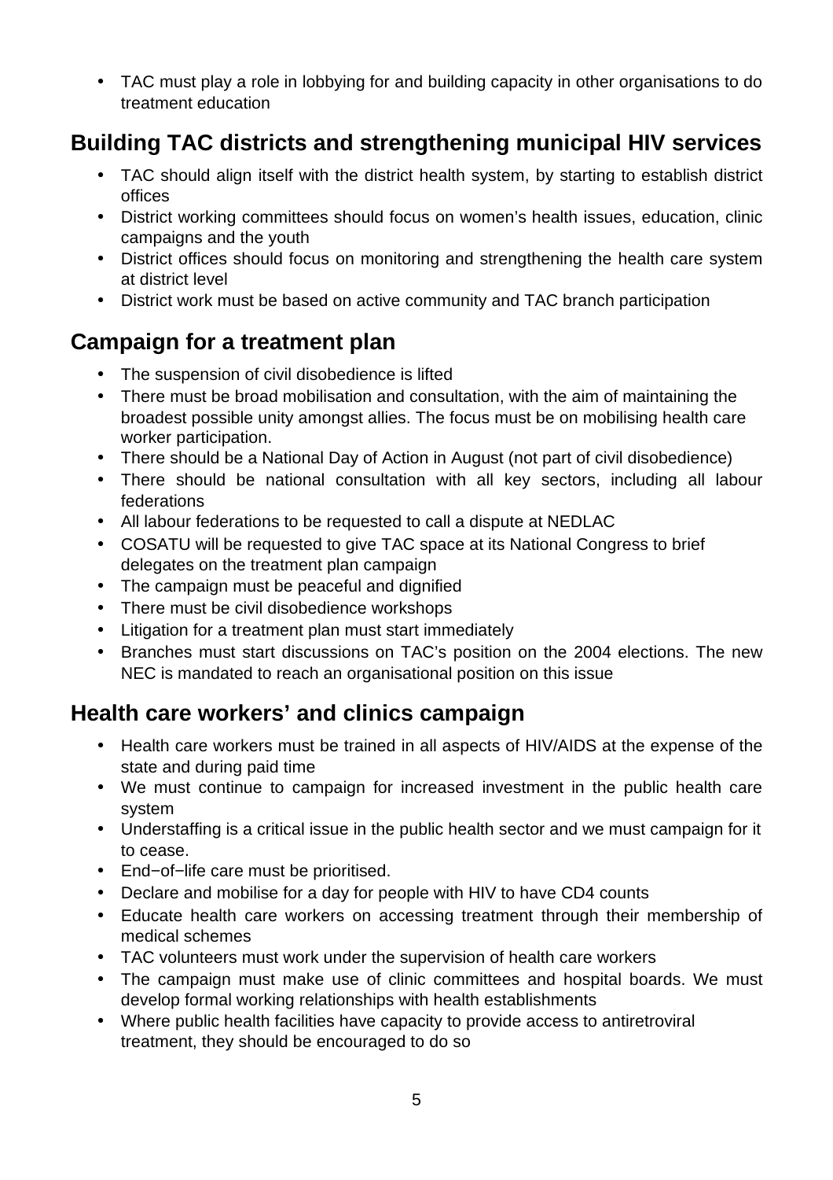- TAC must play a role in lobbying for and building capacity in other organisations to do treatment education

## Building TAC districts and strengthening municipal HIV services

- TAC should align itself with the district health system, by starting to establish district offices
- District working committees should focus on women's health issues, education, clinic campaigns and the youth
- District offices should focus on monitoring and strengthening the health care system at district level
- District work must be based on active community and TAC branch participation

## Campaign for a treatment plan

- The suspension of civil disobedience is lifted
- There must be broad mobilisation and consultation, with the aim of maintaining the broadest possible unity amongst allies. The focus must be on mobilising health care worker participation.
- There should be a National Day of Action in August (not part of civil disobedience)
- There should be national consultation with all key sectors, including all labour federations
- All labour federations to be requested to call a dispute at NEDLAC
- COSATU will be requested to give TAC space at its National Congress to brief delegates on the treatment plan campaign
- The campaign must be peaceful and dignified
- There must be civil disobedience workshops
- Litigation for a treatment plan must start immediately
- Branches must start discussions on TAC's position on the 2004 elections. The new NEC is mandated to reach an organisational position on this issue

## Health care workers' and clinics campaign

- Health care workers must be trained in all aspects of HIV/AIDS at the expense of the state and during paid time
- We must continue to campaign for increased investment in the public health care system
- Understaffing is a critical issue in the public health sector and we must campaign for it to cease.
- End−of−life care must be prioritised.
- Declare and mobilise for a day for people with HIV to have CD4 counts
- Educate health care workers on accessing treatment through their membership of medical schemes
- TAC volunteers must work under the supervision of health care workers
- The campaign must make use of clinic committees and hospital boards. We must develop formal working relationships with health establishments
- Where public health facilities have capacity to provide access to antiretroviral treatment, they should be encouraged to do so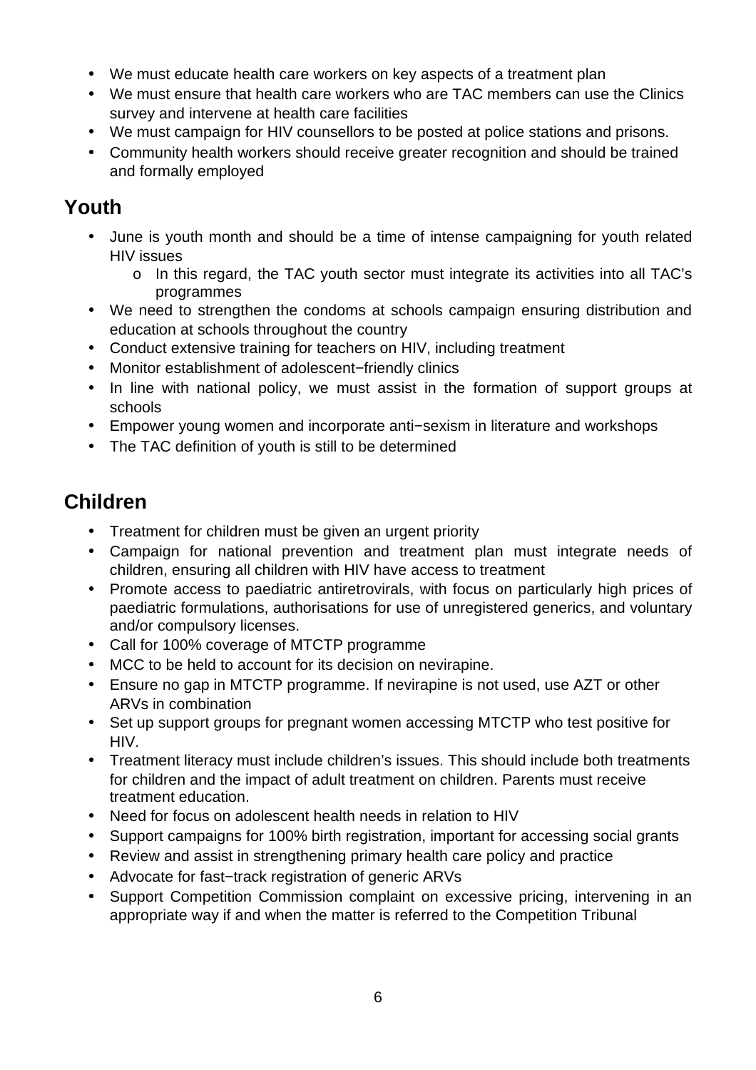- We must educate health care workers on key aspects of a treatment plan
- We must ensure that health care workers who are TAC members can use the Clinics survey and intervene at health care facilities
- We must campaign for HIV counsellors to be posted at police stations and prisons.
- Community health workers should receive greater recognition and should be trained and formally employed

## Youth

- June is youth month and should be a time of intense campaigning for youth related HIV issues
    - In this regard, the TAC youth sector must integrate its activities into all TAC's programmes
- We need to strengthen the condoms at schools campaign ensuring distribution and education at schools throughout the country
- Conduct extensive training for teachers on HIV, including treatment
- Monitor establishment of adolescent−friendly clinics
- In line with national policy, we must assist in the formation of support groups at schools
- Empower young women and incorporate anti−sexism in literature and workshops
- The TAC definition of youth is still to be determined

## Children

- Treatment for children must be given an urgent priority
- Campaign for national prevention and treatment plan must integrate needs of children, ensuring all children with HIV have access to treatment
- Promote access to paediatric antiretrovirals, with focus on particularly high prices of paediatric formulations, authorisations for use of unregistered generics, and voluntary and/or compulsory licenses.
- Call for 100% coverage of MTCTP programme
- MCC to be held to account for its decision on nevirapine.
- Ensure no gap in MTCTP programme. If nevirapine is not used, use AZT or other ARVs in combination
- Set up support groups for pregnant women accessing MTCTP who test positive for HIV.
- Treatment literacy must include children's issues. This should include both treatments for children and the impact of adult treatment on children. Parents must receive treatment education.
- Need for focus on adolescent health needs in relation to HIV
- Support campaigns for 100% birth registration, important for accessing social grants
- Review and assist in strengthening primary health care policy and practice
- Advocate for fast−track registration of generic ARVs
- Support Competition Commission complaint on excessive pricing, intervening in an appropriate way if and when the matter is referred to the Competition Tribunal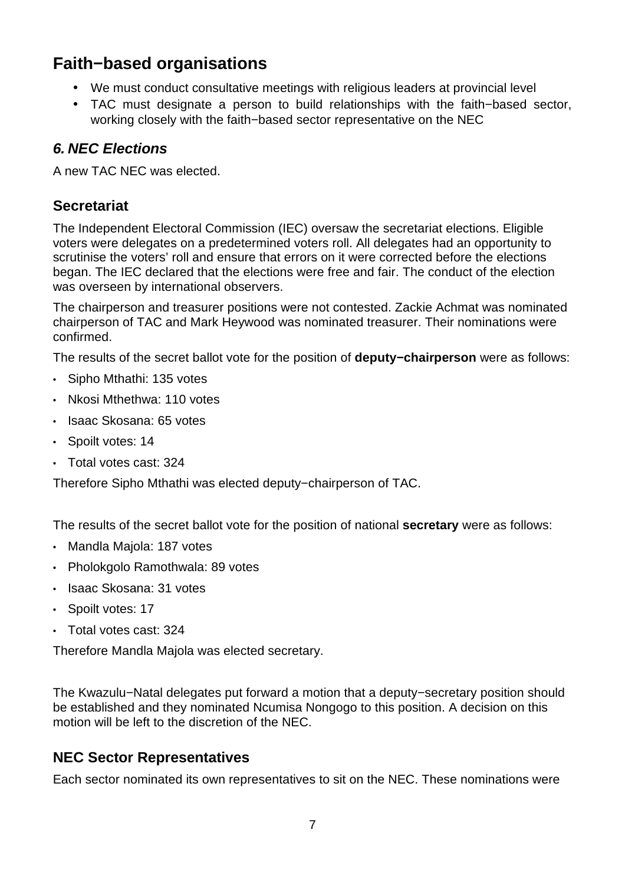## Faith−based organisations

- We must conduct consultative meetings with religious leaders at provincial level
- TAC must designate a person to build relationships with the faith−based sector, working closely with the faith−based sector representative on the NEC

### *6. NEC Elections*

A new TAC NEC was elected.

## Secretariat

The Independent Electoral Commission (IEC) oversaw the secretariat elections. Eligible voters were delegates on a predetermined voters roll. All delegates had an opportunity to scrutinise the voters' roll and ensure that errors on it were corrected before the elections began. The IEC declared that the elections were free and fair. The conduct of the election was overseen by international observers.

The chairperson and treasurer positions were not contested. Zackie Achmat was nominated chairperson of TAC and Mark Heywood was nominated treasurer. Their nominations were confirmed.

The results of the secret ballot vote for the position of **deputy−chairperson** were as follows:

- Sipho Mthathi: 135 votes
- Nkosi Mthethwa: 110 votes
- Isaac Skosana: 65 votes
- Spoilt votes: 14
- Total votes cast: 324

Therefore Sipho Mthathi was elected deputy−chairperson of TAC.

The results of the secret ballot vote for the position of national **secretary** were as follows:

- Mandla Majola: 187 votes
- Pholokgolo Ramothwala: 89 votes
- Isaac Skosana: 31 votes
- Spoilt votes: 17
- Total votes cast: 324

Therefore Mandla Majola was elected secretary.

The Kwazulu−Natal delegates put forward a motion that a deputy−secretary position should be established and they nominated Ncumisa Nongogo to this position. A decision on this motion will be left to the discretion of the NEC.

## NEC Sector Representatives

Each sector nominated its own representatives to sit on the NEC. These nominations were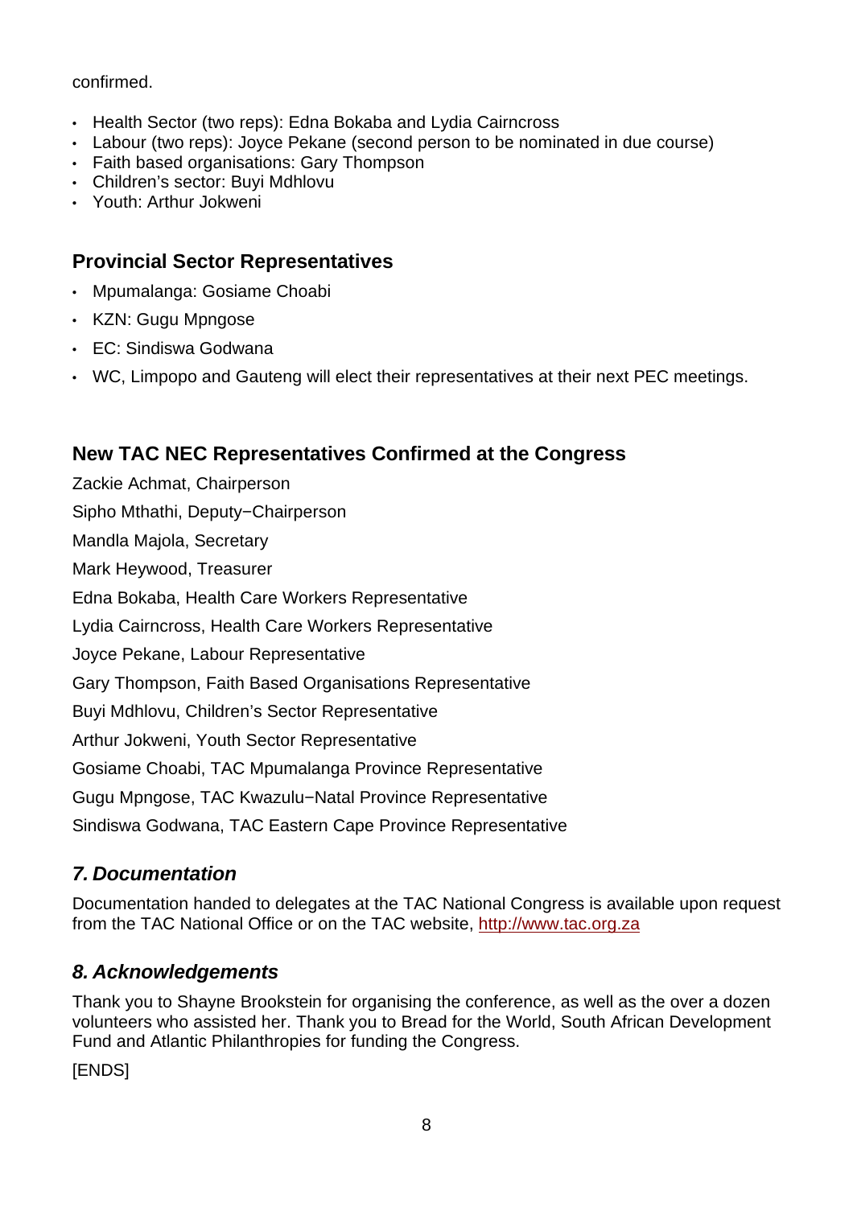confirmed.

- Health Sector (two reps): Edna Bokaba and Lydia Cairncross
- Labour (two reps): Joyce Pekane (second person to be nominated in due course)
- Faith based organisations: Gary Thompson
- Children's sector: Buyi Mdhlovu
- Youth: Arthur Jokweni

### Provincial Sector Representatives

- Mpumalanga: Gosiame Choabi
- KZN: Gugu Mpngose
- EC: Sindiswa Godwana
- WC, Limpopo and Gauteng will elect their representatives at their next PEC meetings.

### New TAC NEC Representatives Confirmed at the Congress

Zackie Achmat, Chairperson

Sipho Mthathi, Deputy−Chairperson

Mandla Majola, Secretary

Mark Heywood, Treasurer

Edna Bokaba, Health Care Workers Representative

Lydia Cairncross, Health Care Workers Representative

Joyce Pekane, Labour Representative

Gary Thompson, Faith Based Organisations Representative

Buyi Mdhlovu, Children's Sector Representative

Arthur Jokweni, Youth Sector Representative

Gosiame Choabi, TAC Mpumalanga Province Representative

Gugu Mpngose, TAC Kwazulu−Natal Province Representative

Sindiswa Godwana, TAC Eastern Cape Province Representative

## *7. Documentation*

Documentation handed to delegates at the TAC National Congress is available upon request from the TAC National Office or on the TAC website, http://www.tac.org.za

## *8. Acknowledgements*

Thank you to Shayne Brookstein for organising the conference, as well as the over a dozen volunteers who assisted her. Thank you to Bread for the World, South African Development Fund and Atlantic Philanthropies for funding the Congress.

[ENDS]